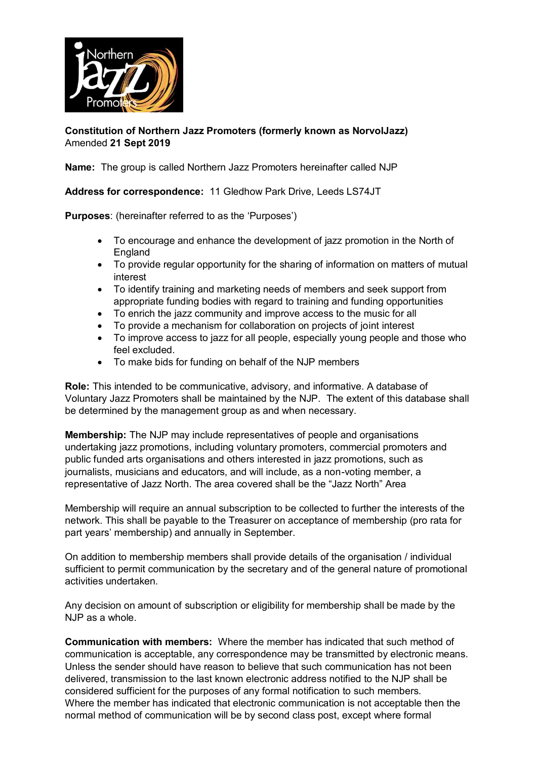**Constitution of Northern Jazz Promoters (formerly known as NorvolJazz)**
Amended **21 Sept 2019**

**Name:** The group is called Northern Jazz Promoters hereinafter called NJP

**Address for correspondence:** 11 Gledhow Park Drive, Leeds LS74JT

**Purposes**: (hereinafter referred to as the 'Purposes')

- To encourage and enhance the development of jazz promotion in the North of England
- To provide regular opportunity for the sharing of information on matters of mutual interest
- To identify training and marketing needs of members and seek support from appropriate funding bodies with regard to training and funding opportunities
- To enrich the jazz community and improve access to the music for all
- To provide a mechanism for collaboration on projects of joint interest
- To improve access to jazz for all people, especially young people and those who feel excluded.
- To make bids for funding on behalf of the NJP members

**Role:** This intended to be communicative, advisory, and informative. A database of Voluntary Jazz Promoters shall be maintained by the NJP. The extent of this database shall be determined by the management group as and when necessary.

**Membership:** The NJP may include representatives of people and organisations undertaking jazz promotions, including voluntary promoters, commercial promoters and public funded arts organisations and others interested in jazz promotions, such as journalists, musicians and educators, and will include, as a non-voting member, a representative of Jazz North. The area covered shall be the "Jazz North" Area

Membership will require an annual subscription to be collected to further the interests of the network. This shall be payable to the Treasurer on acceptance of membership (pro rata for part years' membership) and annually in September.

On addition to membership members shall provide details of the organisation / individual sufficient to permit communication by the secretary and of the general nature of promotional activities undertaken.

Any decision on amount of subscription or eligibility for membership shall be made by the NJP as a whole.

**Communication with members:** Where the member has indicated that such method of communication is acceptable, any correspondence may be transmitted by electronic means. Unless the sender should have reason to believe that such communication has not been delivered, transmission to the last known electronic address notified to the NJP shall be considered sufficient for the purposes of any formal notification to such members. Where the member has indicated that electronic communication is not acceptable then the normal method of communication will be by second class post, except where formal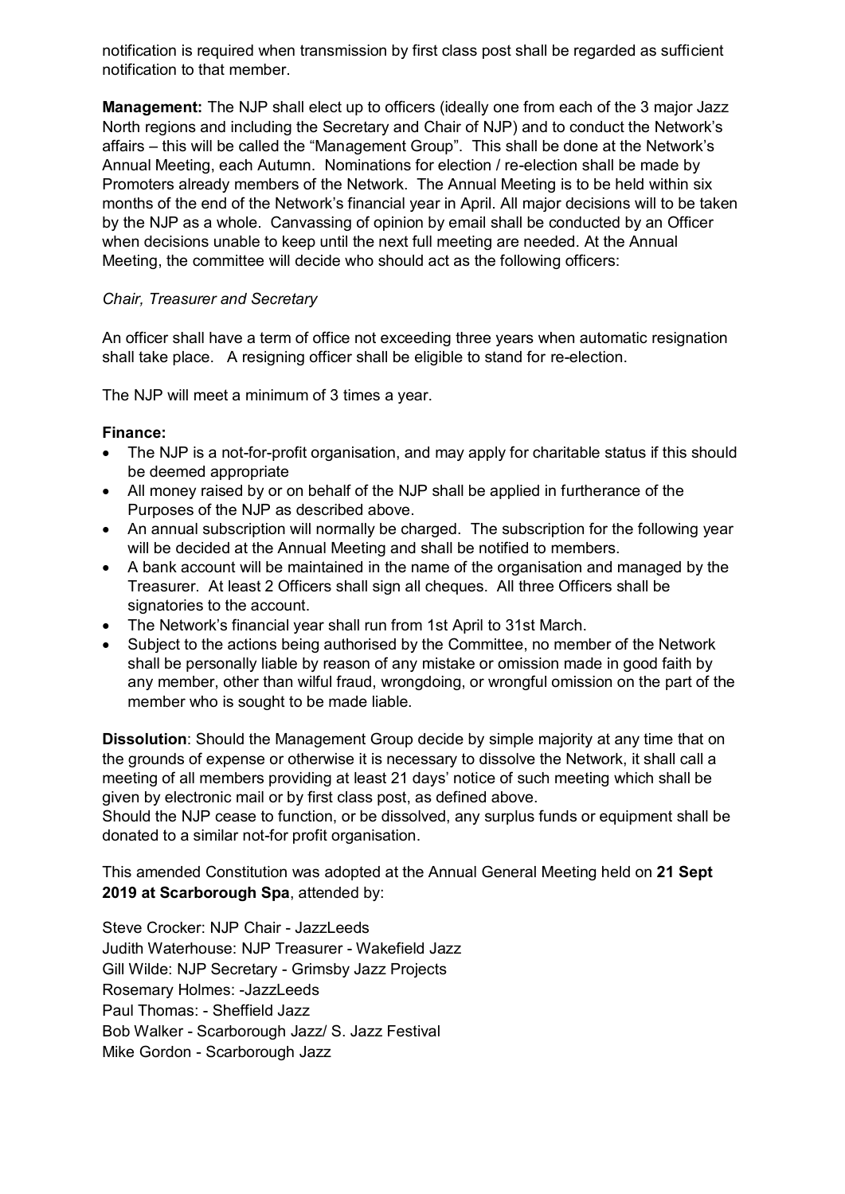notification is required when transmission by first class post shall be regarded as sufficient notification to that member.

**Management:** The NJP shall elect up to officers (ideally one from each of the 3 major Jazz North regions and including the Secretary and Chair of NJP) and to conduct the Network's affairs – this will be called the "Management Group". This shall be done at the Network's Annual Meeting, each Autumn. Nominations for election / re-election shall be made by Promoters already members of the Network. The Annual Meeting is to be held within six months of the end of the Network's financial year in April. All major decisions will to be taken by the NJP as a whole. Canvassing of opinion by email shall be conducted by an Officer when decisions unable to keep until the next full meeting are needed. At the Annual Meeting, the committee will decide who should act as the following officers:

*Chair, Treasurer and Secretary*

An officer shall have a term of office not exceeding three years when automatic resignation shall take place. A resigning officer shall be eligible to stand for re-election.

The NJP will meet a minimum of 3 times a year.

**Finance:**

- The NJP is a not-for-profit organisation, and may apply for charitable status if this should be deemed appropriate
- All money raised by or on behalf of the NJP shall be applied in furtherance of the Purposes of the NJP as described above.
- An annual subscription will normally be charged. The subscription for the following year will be decided at the Annual Meeting and shall be notified to members.
- A bank account will be maintained in the name of the organisation and managed by the Treasurer. At least 2 Officers shall sign all cheques. All three Officers shall be signatories to the account.
- The Network's financial year shall run from 1st April to 31st March.
- Subject to the actions being authorised by the Committee, no member of the Network shall be personally liable by reason of any mistake or omission made in good faith by any member, other than wilful fraud, wrongdoing, or wrongful omission on the part of the member who is sought to be made liable.

**Dissolution**: Should the Management Group decide by simple majority at any time that on the grounds of expense or otherwise it is necessary to dissolve the Network, it shall call a meeting of all members providing at least 21 days' notice of such meeting which shall be given by electronic mail or by first class post, as defined above.
Should the NJP cease to function, or be dissolved, any surplus funds or equipment shall be donated to a similar not-for profit organisation.

This amended Constitution was adopted at the Annual General Meeting held on **21 Sept 2019 at Scarborough Spa**, attended by:

Steve Crocker: NJP Chair - JazzLeeds
Judith Waterhouse: NJP Treasurer - Wakefield Jazz
Gill Wilde: NJP Secretary - Grimsby Jazz Projects
Rosemary Holmes: -JazzLeeds
Paul Thomas: - Sheffield Jazz
Bob Walker - Scarborough Jazz/ S. Jazz Festival
Mike Gordon - Scarborough Jazz